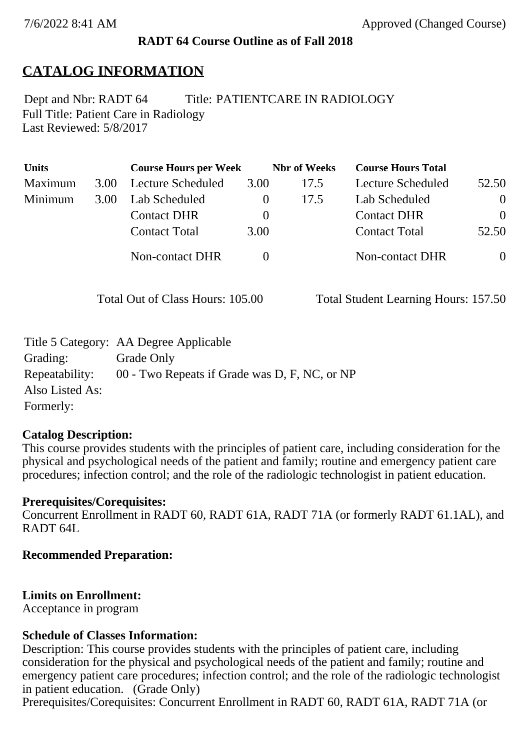7/6/2022 8:41 AM Approved (Changed Course)

**RADT 64 Course Outline as of Fall 2018**

## CATALOG INFORMATION

Dept and Nbr: RADT 64 Title: PATIENTCARE IN RADIOLOGY
Full Title: Patient Care in Radiology
Last Reviewed: 5/8/2017

| Units | | Course Hours per Week | | Nbr of Weeks | Course Hours Total | |
|---|---|---|---|---|---|---|
| Maximum | 3.00 | Lecture Scheduled | 3.00 | 17.5 | Lecture Scheduled | 52.50 |
| Minimum | 3.00 | Lab Scheduled | 0 | 17.5 | Lab Scheduled | 0 |
| | | Contact DHR | 0 | | Contact DHR | 0 |
| | | Contact Total | 3.00 | | Contact Total | 52.50 |
| | | Non-contact DHR | 0 | | Non-contact DHR | 0 |

Total Out of Class Hours: 105.00 Total Student Learning Hours: 157.50

Title 5 Category: AA Degree Applicable
Grading: Grade Only
Repeatability: 00 - Two Repeats if Grade was D, F, NC, or NP
Also Listed As:
Formerly:

**Catalog Description:**
This course provides students with the principles of patient care, including consideration for the physical and psychological needs of the patient and family; routine and emergency patient care procedures; infection control; and the role of the radiologic technologist in patient education.

**Prerequisites/Corequisites:**
Concurrent Enrollment in RADT 60, RADT 61A, RADT 71A (or formerly RADT 61.1AL), and RADT 64L

**Recommended Preparation:**

**Limits on Enrollment:**
Acceptance in program

**Schedule of Classes Information:**
Description: This course provides students with the principles of patient care, including consideration for the physical and psychological needs of the patient and family; routine and emergency patient care procedures; infection control; and the role of the radiologic technologist in patient education. (Grade Only)
Prerequisites/Corequisites: Concurrent Enrollment in RADT 60, RADT 61A, RADT 71A (or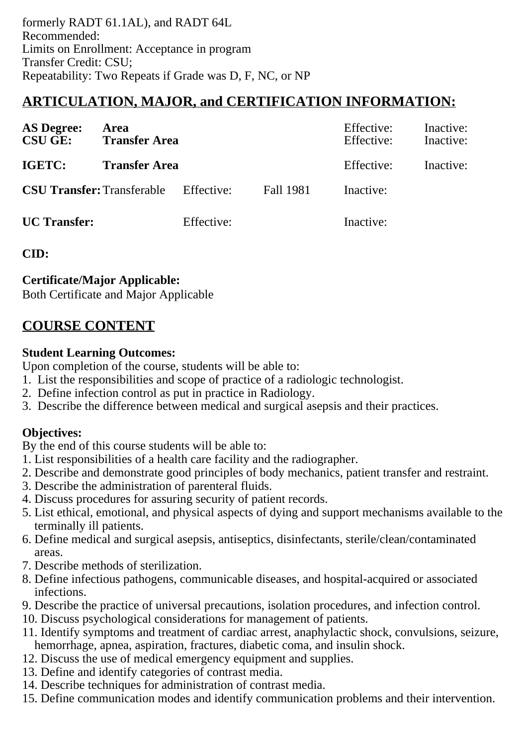formerly RADT 61.1AL), and RADT 64L
Recommended:
Limits on Enrollment: Acceptance in program
Transfer Credit: CSU;
Repeatability: Two Repeats if Grade was D, F, NC, or NP

## ARTICULATION, MAJOR, and CERTIFICATION INFORMATION:

| | | | | | |
|---|---|---|---|---|---|
| **AS Degree:** | **Area** | | | Effective: | Inactive: |
| **CSU GE:** | **Transfer Area** | | | Effective: | Inactive: |
| **IGETC:** | **Transfer Area** | | | Effective: | Inactive: |
| **CSU Transfer:** | Transferable | Effective: | Fall 1981 | Inactive: | |
| **UC Transfer:** | | Effective: | | Inactive: | |

**CID:**

**Certificate/Major Applicable:**
Both Certificate and Major Applicable

## COURSE CONTENT

**Student Learning Outcomes:**
Upon completion of the course, students will be able to:
1. List the responsibilities and scope of practice of a radiologic technologist.
2. Define infection control as put in practice in Radiology.
3. Describe the difference between medical and surgical asepsis and their practices.

**Objectives:**
By the end of this course students will be able to:
1. List responsibilities of a health care facility and the radiographer.
2. Describe and demonstrate good principles of body mechanics, patient transfer and restraint.
3. Describe the administration of parenteral fluids.
4. Discuss procedures for assuring security of patient records.
5. List ethical, emotional, and physical aspects of dying and support mechanisms available to the terminally ill patients.
6. Define medical and surgical asepsis, antiseptics, disinfectants, sterile/clean/contaminated areas.
7. Describe methods of sterilization.
8. Define infectious pathogens, communicable diseases, and hospital-acquired or associated infections.
9. Describe the practice of universal precautions, isolation procedures, and infection control.
10. Discuss psychological considerations for management of patients.
11. Identify symptoms and treatment of cardiac arrest, anaphylactic shock, convulsions, seizure, hemorrhage, apnea, aspiration, fractures, diabetic coma, and insulin shock.
12. Discuss the use of medical emergency equipment and supplies.
13. Define and identify categories of contrast media.
14. Describe techniques for administration of contrast media.
15. Define communication modes and identify communication problems and their intervention.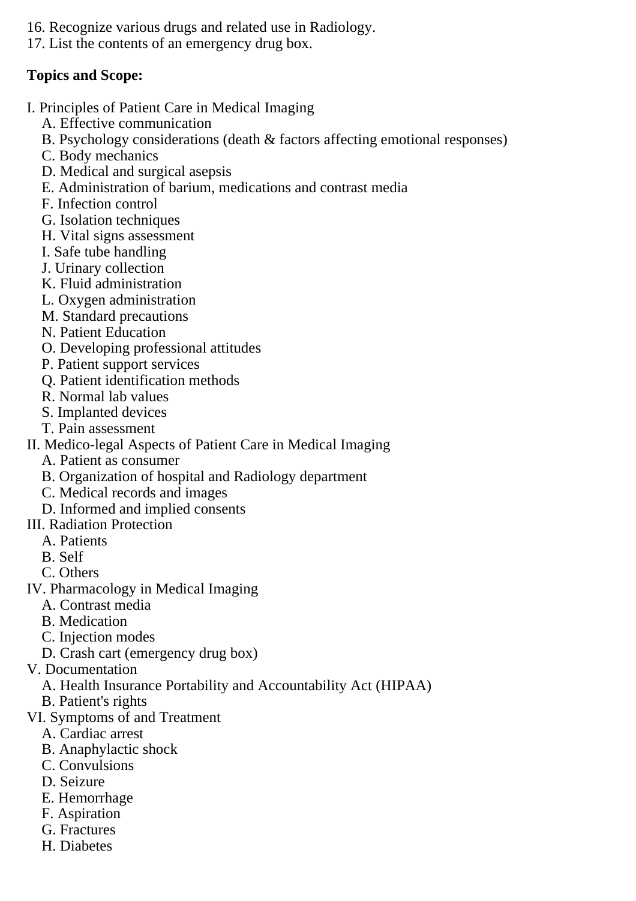16. Recognize various drugs and related use in Radiology.
17. List the contents of an emergency drug box.

**Topics and Scope:**

I. Principles of Patient Care in Medical Imaging
   A. Effective communication
   B. Psychology considerations (death & factors affecting emotional responses)
   C. Body mechanics
   D. Medical and surgical asepsis
   E. Administration of barium, medications and contrast media
   F. Infection control
   G. Isolation techniques
   H. Vital signs assessment
   I. Safe tube handling
   J. Urinary collection
   K. Fluid administration
   L. Oxygen administration
   M. Standard precautions
   N. Patient Education
   O. Developing professional attitudes
   P. Patient support services
   Q. Patient identification methods
   R. Normal lab values
   S. Implanted devices
   T. Pain assessment
II. Medico-legal Aspects of Patient Care in Medical Imaging
   A. Patient as consumer
   B. Organization of hospital and Radiology department
   C. Medical records and images
   D. Informed and implied consents
III. Radiation Protection
   A. Patients
   B. Self
   C. Others
IV. Pharmacology in Medical Imaging
   A. Contrast media
   B. Medication
   C. Injection modes
   D. Crash cart (emergency drug box)
V. Documentation
   A. Health Insurance Portability and Accountability Act (HIPAA)
   B. Patient's rights
VI. Symptoms of and Treatment
   A. Cardiac arrest
   B. Anaphylactic shock
   C. Convulsions
   D. Seizure
   E. Hemorrhage
   F. Aspiration
   G. Fractures
   H. Diabetes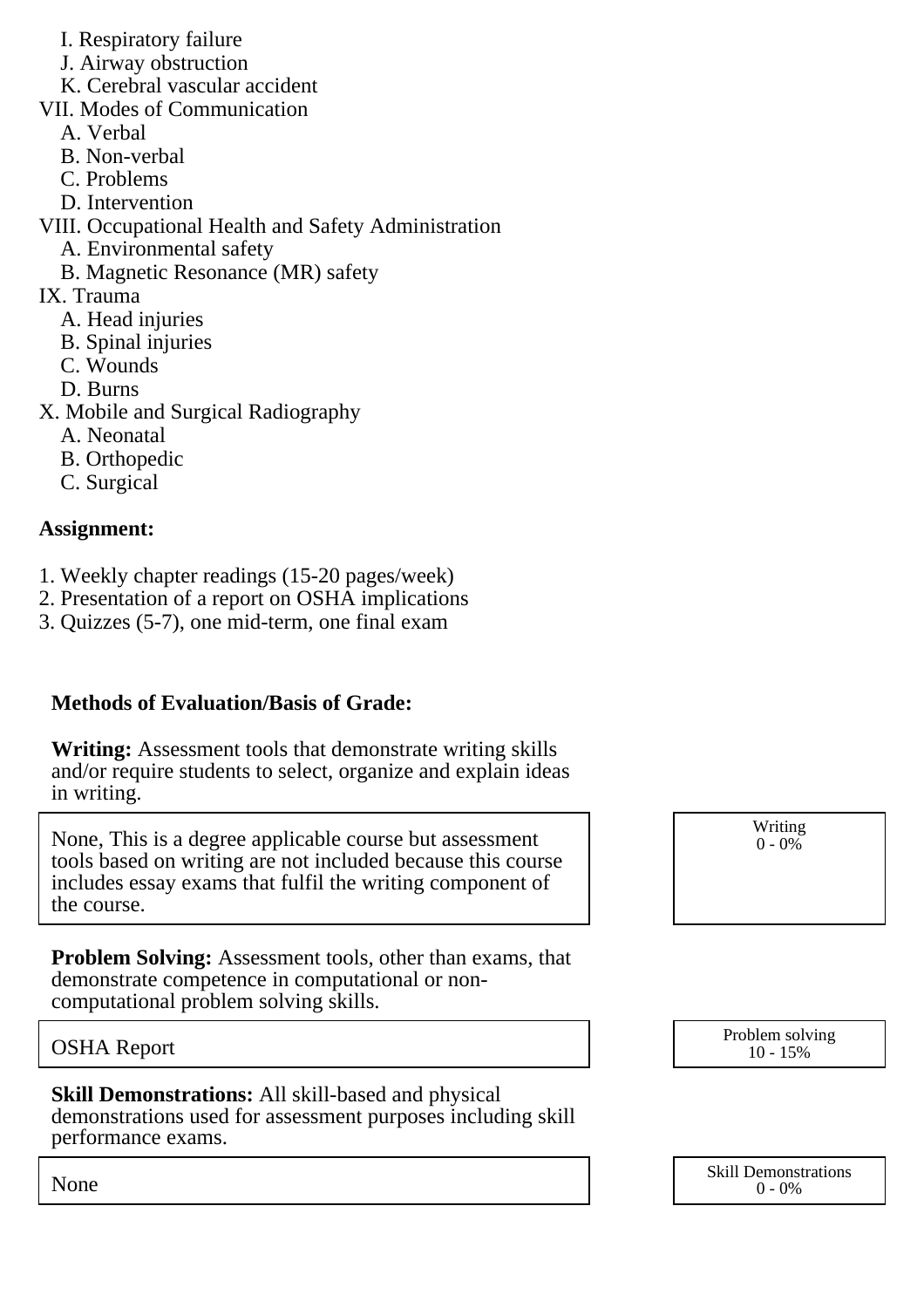I. Respiratory failure
J. Airway obstruction
K. Cerebral vascular accident

VII. Modes of Communication
   A. Verbal
   B. Non-verbal
   C. Problems
   D. Intervention

VIII. Occupational Health and Safety Administration
   A. Environmental safety
   B. Magnetic Resonance (MR) safety

IX. Trauma
   A. Head injuries
   B. Spinal injuries
   C. Wounds
   D. Burns

X. Mobile and Surgical Radiography
   A. Neonatal
   B. Orthopedic
   C. Surgical

**Assignment:**

1. Weekly chapter readings (15-20 pages/week)
2. Presentation of a report on OSHA implications
3. Quizzes (5-7), one mid-term, one final exam

**Methods of Evaluation/Basis of Grade:**

**Writing:** Assessment tools that demonstrate writing skills and/or require students to select, organize and explain ideas in writing.

| | |
|---|---|
| None, This is a degree applicable course but assessment tools based on writing are not included because this course includes essay exams that fulfil the writing component of the course. | Writing<br>0 - 0% |

**Problem Solving:** Assessment tools, other than exams, that demonstrate competence in computational or non-computational problem solving skills.

| | |
|---|---|
| OSHA Report | Problem solving<br>10 - 15% |

**Skill Demonstrations:** All skill-based and physical demonstrations used for assessment purposes including skill performance exams.

| | |
|---|---|
| None | Skill Demonstrations<br>0 - 0% |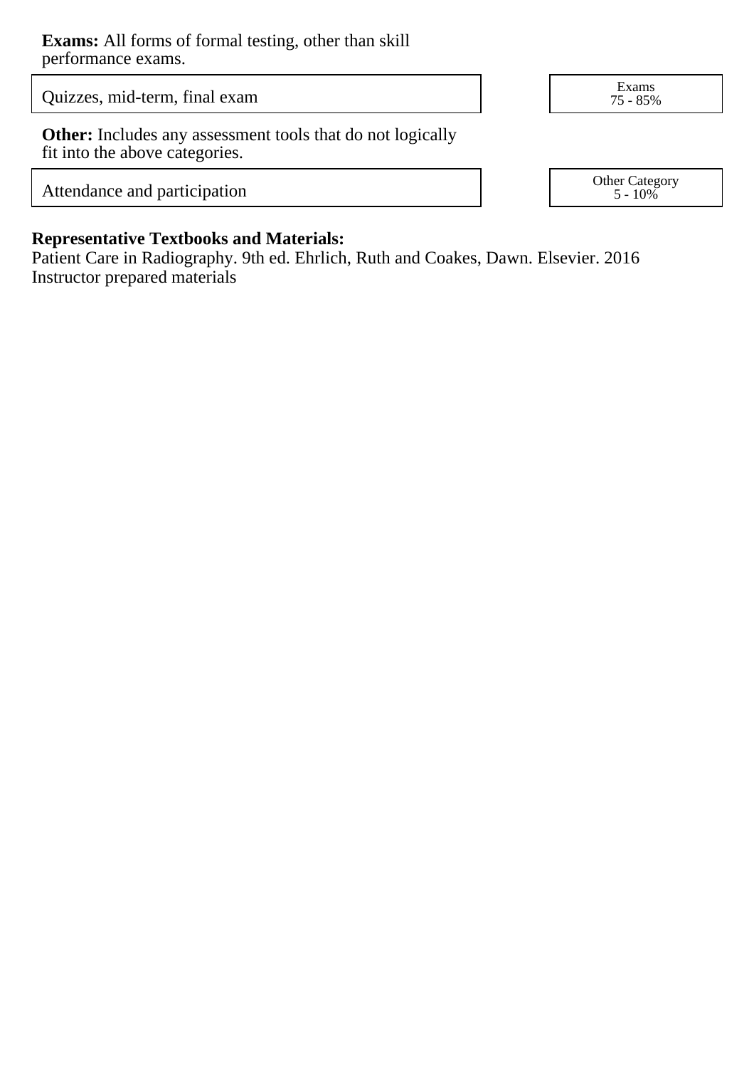**Exams:** All forms of formal testing, other than skill performance exams.

| | |
|---|---|
| Quizzes, mid-term, final exam | Exams<br>75 - 85% |

**Other:** Includes any assessment tools that do not logically fit into the above categories.

| | |
|---|---|
| Attendance and participation | Other Category<br>5 - 10% |

**Representative Textbooks and Materials:**

Patient Care in Radiography. 9th ed. Ehrlich, Ruth and Coakes, Dawn. Elsevier. 2016

Instructor prepared materials